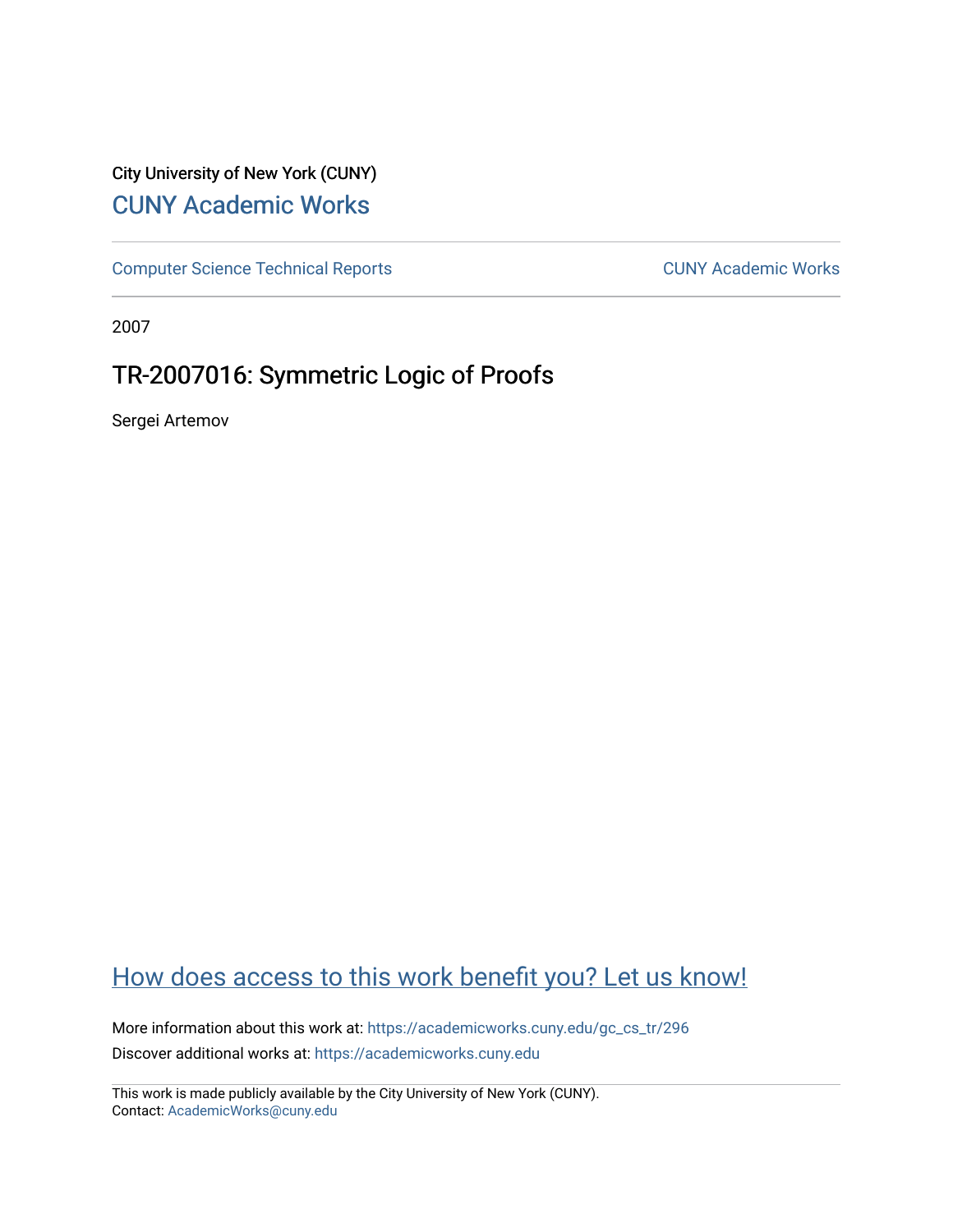City University of New York (CUNY)

# CUNY Academic Works

Computer Science Technical Reports

CUNY Academic Works

2007

## TR-2007016: Symmetric Logic of Proofs

Sergei Artemov

How does access to this work benefit you? Let us know!

More information about this work at: https://academicworks.cuny.edu/gc_cs_tr/296

Discover additional works at: https://academicworks.cuny.edu

This work is made publicly available by the City University of New York (CUNY).
Contact: AcademicWorks@cuny.edu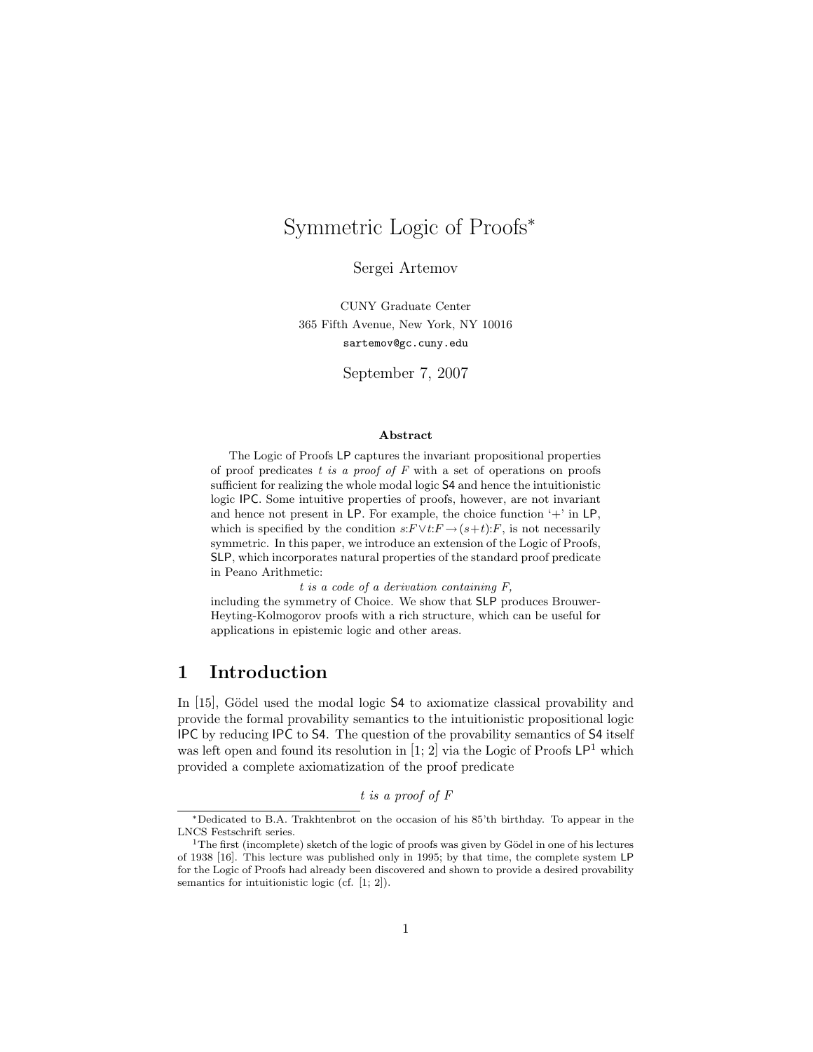# Symmetric Logic of Proofs*

Sergei Artemov

CUNY Graduate Center
365 Fifth Avenue, New York, NY 10016
`sartemov@gc.cuny.edu`

September 7, 2007

### Abstract

The Logic of Proofs LP captures the invariant propositional properties of proof predicates *t is a proof of F* with a set of operations on proofs sufficient for realizing the whole modal logic S4 and hence the intuitionistic logic IPC. Some intuitive properties of proofs, however, are not invariant and hence not present in LP. For example, the choice function '+' in LP, which is specified by the condition $s{:}F \vee t{:}F \rightarrow (s{+}t){:}F$, is not necessarily symmetric. In this paper, we introduce an extension of the Logic of Proofs, SLP, which incorporates natural properties of the standard proof predicate in Peano Arithmetic:

*t is a code of a derivation containing F,*

including the symmetry of Choice. We show that SLP produces Brouwer-Heyting-Kolmogorov proofs with a rich structure, which can be useful for applications in epistemic logic and other areas.

## 1 Introduction

In [15], Gödel used the modal logic S4 to axiomatize classical provability and provide the formal provability semantics to the intuitionistic propositional logic IPC by reducing IPC to S4. The question of the provability semantics of S4 itself was left open and found its resolution in [1; 2] via the Logic of Proofs LP[1] which provided a complete axiomatization of the proof predicate

*t is a proof of F*

---

*Dedicated to B.A. Trakhtenbrot on the occasion of his 85'th birthday. To appear in the LNCS Festschrift series.

[1] The first (incomplete) sketch of the logic of proofs was given by Gödel in one of his lectures of 1938 [16]. This lecture was published only in 1995; by that time, the complete system LP for the Logic of Proofs had already been discovered and shown to provide a desired provability semantics for intuitionistic logic (cf. [1; 2]).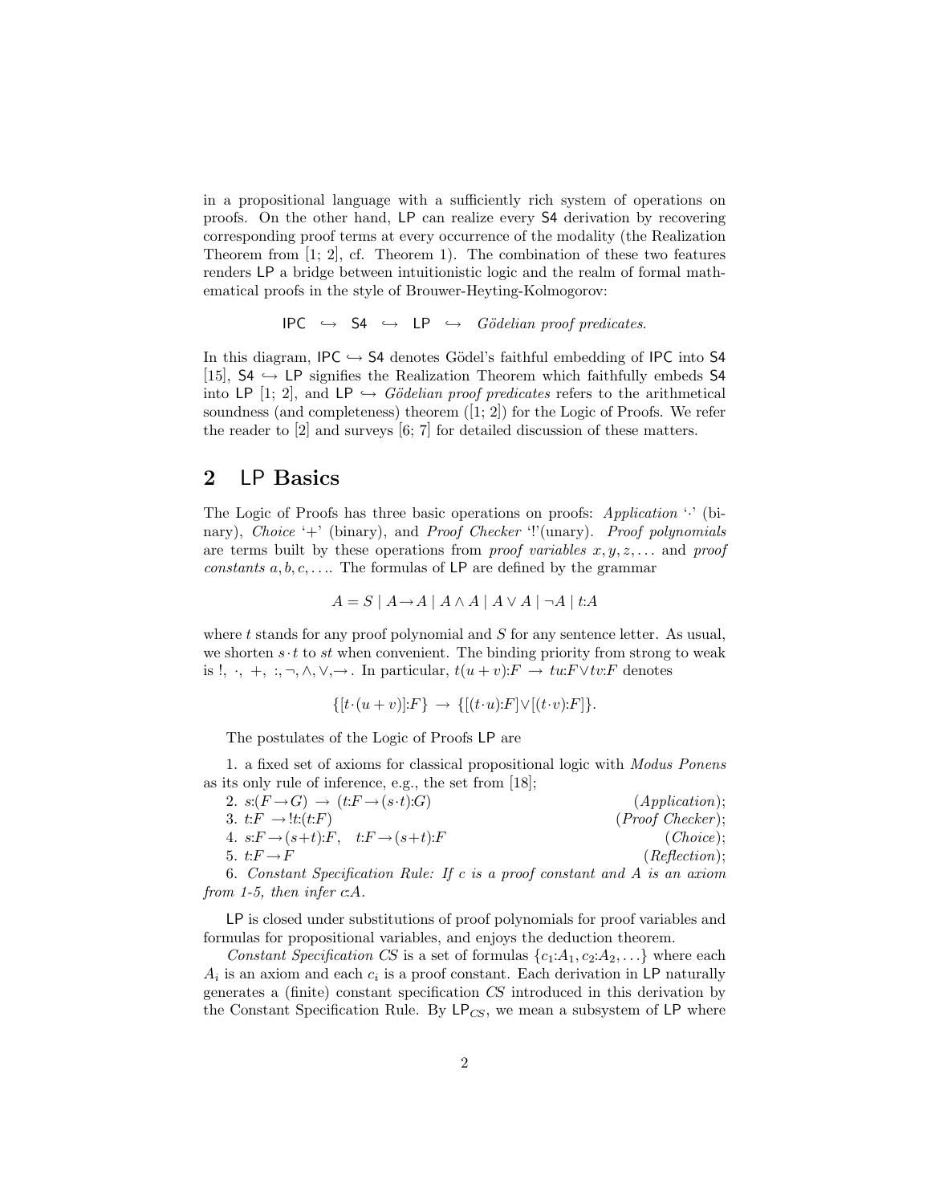in a propositional language with a sufficiently rich system of operations on proofs. On the other hand, LP can realize every S4 derivation by recovering corresponding proof terms at every occurrence of the modality (the Realization Theorem from [1; 2], cf. Theorem 1). The combination of these two features renders LP a bridge between intuitionistic logic and the realm of formal mathematical proofs in the style of Brouwer-Heyting-Kolmogorov:

$$\mathsf{IPC} \quad \hookrightarrow \quad \mathsf{S4} \quad \hookrightarrow \quad \mathsf{LP} \quad \hookrightarrow \quad \textit{Gödelian proof predicates}.$$

In this diagram, $\mathsf{IPC} \hookrightarrow \mathsf{S4}$ denotes Gödel's faithful embedding of IPC into S4 [15], $\mathsf{S4} \hookrightarrow \mathsf{LP}$ signifies the Realization Theorem which faithfully embeds S4 into LP [1; 2], and $\mathsf{LP} \hookrightarrow$ *Gödelian proof predicates* refers to the arithmetical soundness (and completeness) theorem ([1; 2]) for the Logic of Proofs. We refer the reader to [2] and surveys [6; 7] for detailed discussion of these matters.

## 2 LP Basics

The Logic of Proofs has three basic operations on proofs: *Application* '$\cdot$' (binary), *Choice* '$+$' (binary), and *Proof Checker* '!'(unary). *Proof polynomials* are terms built by these operations from *proof variables* $x, y, z, \ldots$ and *proof constants* $a, b, c, \ldots$. The formulas of LP are defined by the grammar

$$A = S \mid A \rightarrow A \mid A \wedge A \mid A \vee A \mid \neg A \mid t{:}A$$

where $t$ stands for any proof polynomial and $S$ for any sentence letter. As usual, we shorten $s \cdot t$ to $st$ when convenient. The binding priority from strong to weak is $!,\ \cdot,\ +,\ :, \neg, \wedge, \vee, \rightarrow$. In particular, $t(u+v){:}F \rightarrow tu{:}F \vee tv{:}F$ denotes

$$\{[t \cdot (u+v)]{:}F\} \rightarrow \{[(t \cdot u){:}F] \vee [(t \cdot v){:}F]\}.$$

The postulates of the Logic of Proofs LP are

1. a fixed set of axioms for classical propositional logic with *Modus Ponens* as its only rule of inference, e.g., the set from [18];
2. $s{:}(F \rightarrow G) \rightarrow (t{:}F \rightarrow (s \cdot t){:}G)$ (*Application*);
3. $t{:}F \rightarrow !t{:}(t{:}F)$ (*Proof Checker*);
4. $s{:}F \rightarrow (s+t){:}F, \quad t{:}F \rightarrow (s+t){:}F$ (*Choice*);
5. $t{:}F \rightarrow F$ (*Reflection*);
6. *Constant Specification Rule: If $c$ is a proof constant and $A$ is an axiom from 1-5, then infer $c{:}A$.*

LP is closed under substitutions of proof polynomials for proof variables and formulas for propositional variables, and enjoys the deduction theorem.

*Constant Specification $CS$* is a set of formulas $\{c_1{:}A_1, c_2{:}A_2, \ldots\}$ where each $A_i$ is an axiom and each $c_i$ is a proof constant. Each derivation in LP naturally generates a (finite) constant specification $CS$ introduced in this derivation by the Constant Specification Rule. By $\mathsf{LP}_{CS}$, we mean a subsystem of LP where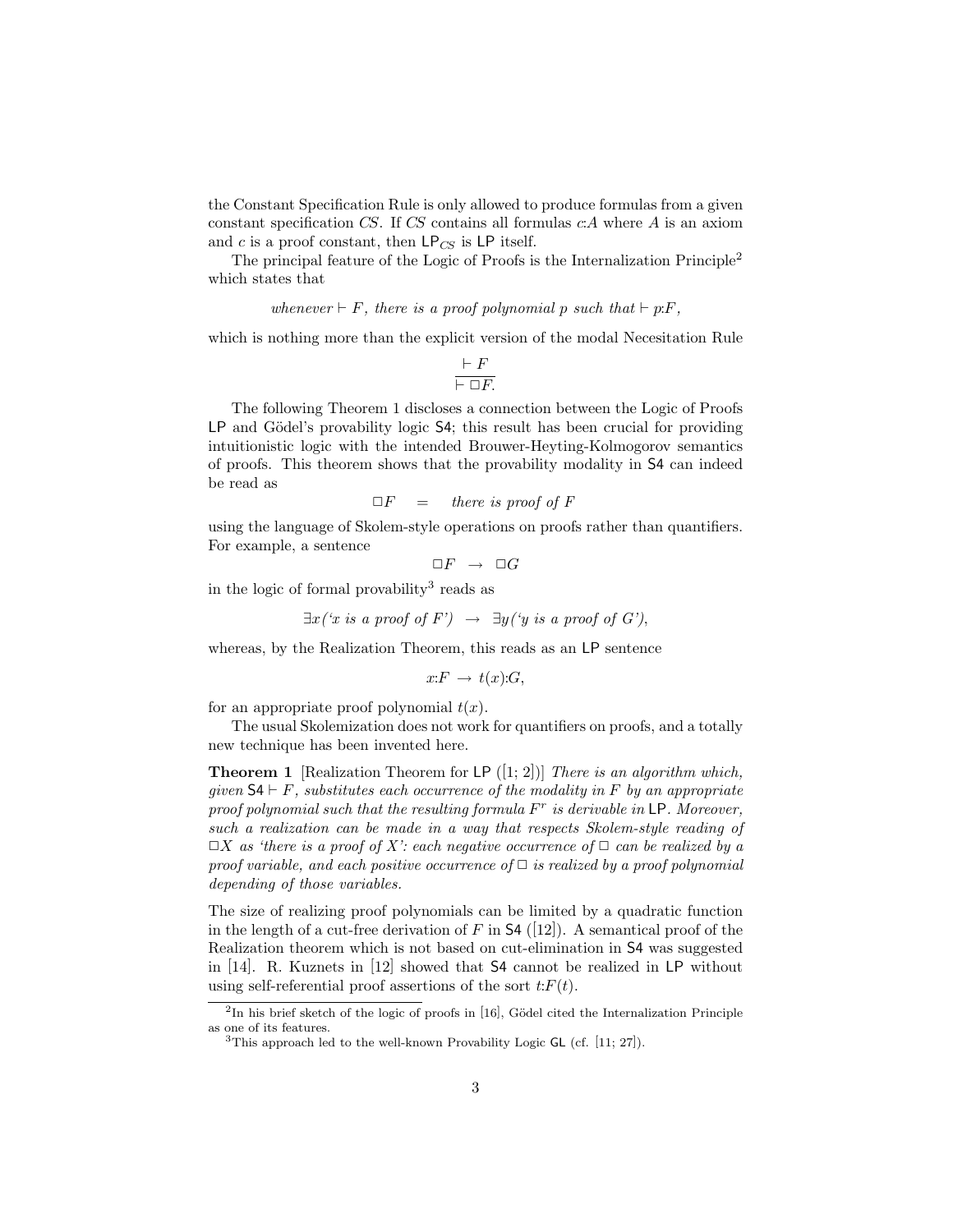the Constant Specification Rule is only allowed to produce formulas from a given constant specification $CS$. If $CS$ contains all formulas $c{:}A$ where $A$ is an axiom and $c$ is a proof constant, then $\mathsf{LP}_{CS}$ is $\mathsf{LP}$ itself.

The principal feature of the Logic of Proofs is the Internalization Principle[2] which states that

*whenever* $\vdash F$*, there is a proof polynomial* $p$ *such that* $\vdash p{:}F$*,*

which is nothing more than the explicit version of the modal Necesitation Rule

$$\frac{\vdash F}{\vdash \Box F.}$$

The following Theorem 1 discloses a connection between the Logic of Proofs $\mathsf{LP}$ and Gödel's provability logic $\mathsf{S4}$; this result has been crucial for providing intuitionistic logic with the intended Brouwer-Heyting-Kolmogorov semantics of proofs. This theorem shows that the provability modality in $\mathsf{S4}$ can indeed be read as

$$\Box F \quad = \quad \textit{there is proof of } F$$

using the language of Skolem-style operations on proofs rather than quantifiers. For example, a sentence

$$\Box F \ \rightarrow \ \Box G$$

in the logic of formal provability[3] reads as

$$\exists x(\text{`}x \text{ is a proof of } F\text{'}) \ \rightarrow \ \exists y(\text{`}y \text{ is a proof of } G\text{'}),$$

whereas, by the Realization Theorem, this reads as an $\mathsf{LP}$ sentence

$$x{:}F \ \rightarrow \ t(x){:}G,$$

for an appropriate proof polynomial $t(x)$.

The usual Skolemization does not work for quantifiers on proofs, and a totally new technique has been invented here.

**Theorem 1** [Realization Theorem for $\mathsf{LP}$ ([1; 2])] *There is an algorithm which, given* $\mathsf{S4} \vdash F$*, substitutes each occurrence of the modality in* $F$ *by an appropriate proof polynomial such that the resulting formula* $F^r$ *is derivable in* $\mathsf{LP}$*. Moreover, such a realization can be made in a way that respects Skolem-style reading of* $\Box X$ *as 'there is a proof of* $X$*': each negative occurrence of* $\Box$ *can be realized by a proof variable, and each positive occurrence of* $\Box$ *is realized by a proof polynomial depending of those variables.*

The size of realizing proof polynomials can be limited by a quadratic function in the length of a cut-free derivation of $F$ in $\mathsf{S4}$ ([12]). A semantical proof of the Realization theorem which is not based on cut-elimination in $\mathsf{S4}$ was suggested in [14]. R. Kuznets in [12] showed that $\mathsf{S4}$ cannot be realized in $\mathsf{LP}$ without using self-referential proof assertions of the sort $t{:}F(t)$.

[2] In his brief sketch of the logic of proofs in [16], Gödel cited the Internalization Principle as one of its features.

[3] This approach led to the well-known Provability Logic $\mathsf{GL}$ (cf. [11; 27]).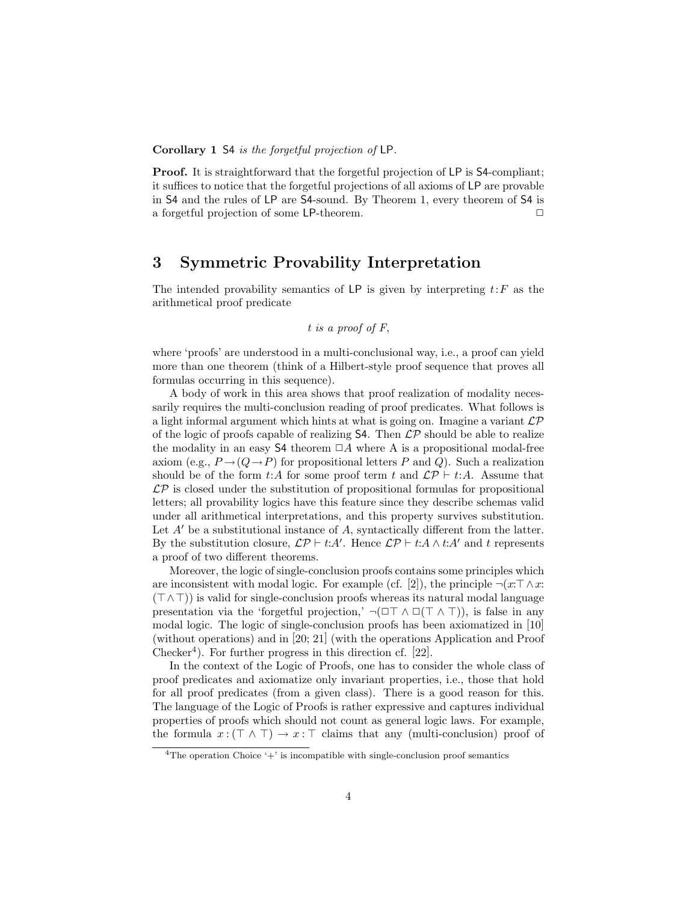**Corollary 1** S4 *is the forgetful projection of* LP.

**Proof.** It is straightforward that the forgetful projection of LP is S4-compliant; it suffices to notice that the forgetful projections of all axioms of LP are provable in S4 and the rules of LP are S4-sound. By Theorem 1, every theorem of S4 is a forgetful projection of some LP-theorem. □

## 3 Symmetric Provability Interpretation

The intended provability semantics of LP is given by interpreting $t{:}F$ as the arithmetical proof predicate

*t is a proof of F*,

where 'proofs' are understood in a multi-conclusional way, i.e., a proof can yield more than one theorem (think of a Hilbert-style proof sequence that proves all formulas occurring in this sequence).

A body of work in this area shows that proof realization of modality necessarily requires the multi-conclusion reading of proof predicates. What follows is a light informal argument which hints at what is going on. Imagine a variant $\mathcal{LP}$ of the logic of proofs capable of realizing S4. Then $\mathcal{LP}$ should be able to realize the modality in an easy S4 theorem $\Box A$ where A is a propositional modal-free axiom (e.g., $P \rightarrow (Q \rightarrow P)$ for propositional letters $P$ and $Q$). Such a realization should be of the form $t{:}A$ for some proof term $t$ and $\mathcal{LP} \vdash t{:}A$. Assume that $\mathcal{LP}$ is closed under the substitution of propositional formulas for propositional letters; all provability logics have this feature since they describe schemas valid under all arithmetical interpretations, and this property survives substitution. Let $A'$ be a substitutional instance of $A$, syntactically different from the latter. By the substitution closure, $\mathcal{LP} \vdash t{:}A'$. Hence $\mathcal{LP} \vdash t{:}A \wedge t{:}A'$ and $t$ represents a proof of two different theorems.

Moreover, the logic of single-conclusion proofs contains some principles which are inconsistent with modal logic. For example (cf. [2]), the principle $\neg(x{:}\top \wedge x{:}(\top \wedge \top))$ is valid for single-conclusion proofs whereas its natural modal language presentation via the 'forgetful projection,' $\neg(\Box\top \wedge \Box(\top \wedge \top))$, is false in any modal logic. The logic of single-conclusion proofs has been axiomatized in [10] (without operations) and in [20; 21] (with the operations Application and Proof Checker[4]). For further progress in this direction cf. [22].

In the context of the Logic of Proofs, one has to consider the whole class of proof predicates and axiomatize only invariant properties, i.e., those that hold for all proof predicates (from a given class). There is a good reason for this. The language of the Logic of Proofs is rather expressive and captures individual properties of proofs which should not count as general logic laws. For example, the formula $x : (\top \wedge \top) \rightarrow x : \top$ claims that any (multi-conclusion) proof of

[4]The operation Choice '+' is incompatible with single-conclusion proof semantics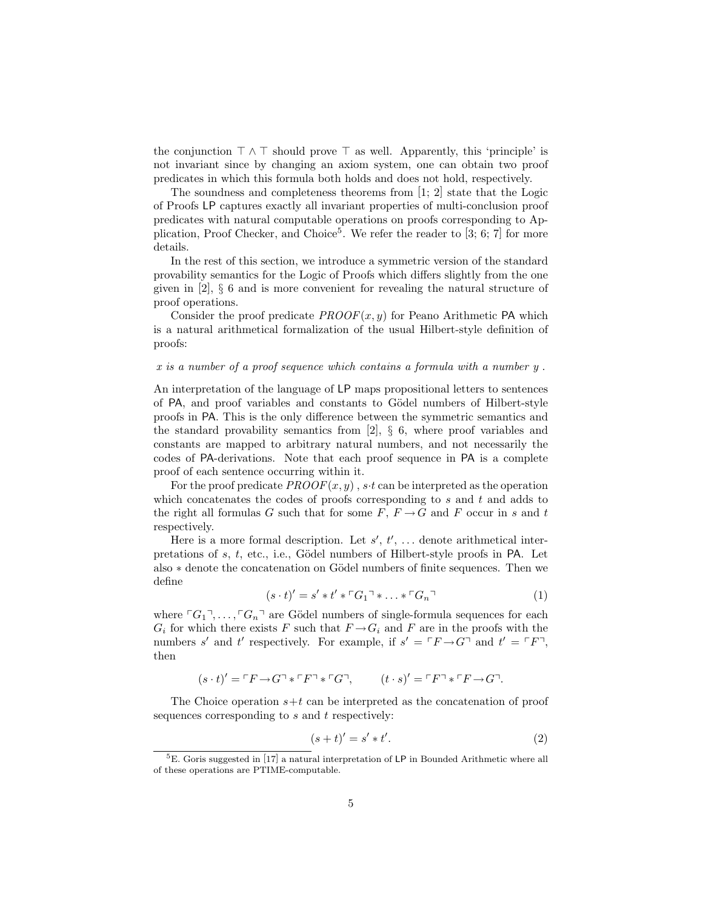the conjunction $\top \wedge \top$ should prove $\top$ as well. Apparently, this 'principle' is not invariant since by changing an axiom system, one can obtain two proof predicates in which this formula both holds and does not hold, respectively.

The soundness and completeness theorems from [1; 2] state that the Logic of Proofs LP captures exactly all invariant properties of multi-conclusion proof predicates with natural computable operations on proofs corresponding to Application, Proof Checker, and Choice[5]. We refer the reader to [3; 6; 7] for more details.

In the rest of this section, we introduce a symmetric version of the standard provability semantics for the Logic of Proofs which differs slightly from the one given in [2], § 6 and is more convenient for revealing the natural structure of proof operations.

Consider the proof predicate $PROOF(x, y)$ for Peano Arithmetic PA which is a natural arithmetical formalization of the usual Hilbert-style definition of proofs:

*x is a number of a proof sequence which contains a formula with a number y .*

An interpretation of the language of LP maps propositional letters to sentences of PA, and proof variables and constants to Gödel numbers of Hilbert-style proofs in PA. This is the only difference between the symmetric semantics and the standard provability semantics from [2], § 6, where proof variables and constants are mapped to arbitrary natural numbers, and not necessarily the codes of PA-derivations. Note that each proof sequence in PA is a complete proof of each sentence occurring within it.

For the proof predicate $PROOF(x, y)$ , $s{\cdot}t$ can be interpreted as the operation which concatenates the codes of proofs corresponding to $s$ and $t$ and adds to the right all formulas $G$ such that for some $F$, $F \rightarrow G$ and $F$ occur in $s$ and $t$ respectively.

Here is a more formal description. Let $s'$, $t'$, ... denote arithmetical interpretations of $s$, $t$, etc., i.e., Gödel numbers of Hilbert-style proofs in PA. Let also $*$ denote the concatenation on Gödel numbers of finite sequences. Then we define

$$(s \cdot t)' = s' * t' * \ulcorner G_1 \urcorner * \ldots * \ulcorner G_n \urcorner \tag{1}$$

where $\ulcorner G_1 \urcorner, \ldots, \ulcorner G_n \urcorner$ are Gödel numbers of single-formula sequences for each $G_i$ for which there exists $F$ such that $F \rightarrow G_i$ and $F$ are in the proofs with the numbers $s'$ and $t'$ respectively. For example, if $s' = \ulcorner F \rightarrow G \urcorner$ and $t' = \ulcorner F \urcorner$, then

$$(s \cdot t)' = \ulcorner F \rightarrow G \urcorner * \ulcorner F \urcorner * \ulcorner G \urcorner, \qquad (t \cdot s)' = \ulcorner F \urcorner * \ulcorner F \rightarrow G \urcorner.$$

The Choice operation $s{+}t$ can be interpreted as the concatenation of proof sequences corresponding to $s$ and $t$ respectively:

$$(s + t)' = s' * t'. \tag{2}$$

[5] E. Goris suggested in [17] a natural interpretation of LP in Bounded Arithmetic where all of these operations are PTIME-computable.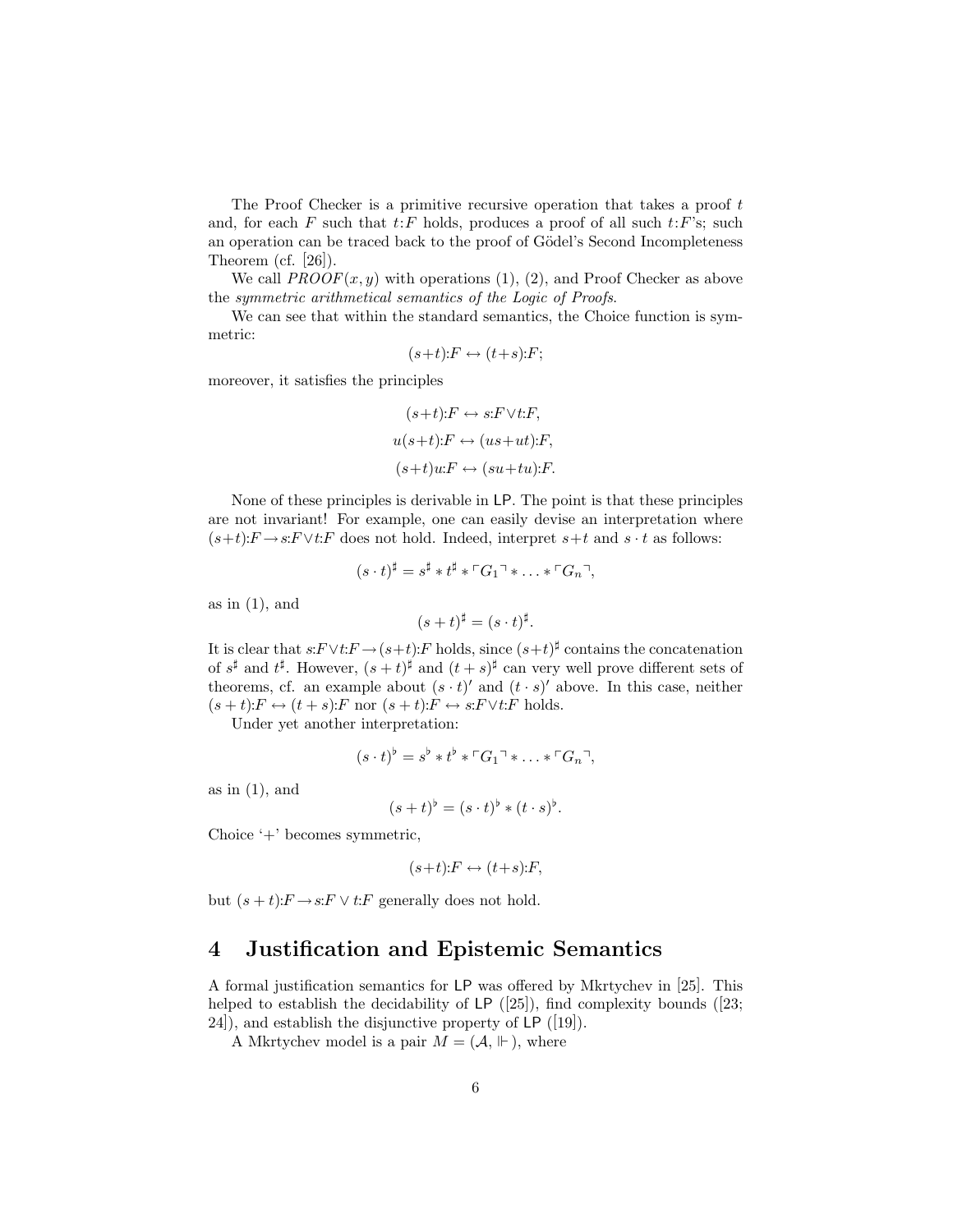The Proof Checker is a primitive recursive operation that takes a proof $t$ and, for each $F$ such that $t{:}F$ holds, produces a proof of all such $t{:}F$'s; such an operation can be traced back to the proof of Gödel's Second Incompleteness Theorem (cf. [26]).

We call $PROOF(x, y)$ with operations (1), (2), and Proof Checker as above the *symmetric arithmetical semantics of the Logic of Proofs*.

We can see that within the standard semantics, the Choice function is symmetric:

$$(s{+}t){:}F \leftrightarrow (t{+}s){:}F;$$

moreover, it satisfies the principles

$$(s{+}t){:}F \leftrightarrow s{:}F \vee t{:}F,$$

$$u(s{+}t){:}F \leftrightarrow (us{+}ut){:}F,$$

$$(s{+}t)u{:}F \leftrightarrow (su{+}tu){:}F.$$

None of these principles is derivable in $\mathsf{LP}$. The point is that these principles are not invariant! For example, one can easily devise an interpretation where $(s{+}t){:}F \rightarrow s{:}F \vee t{:}F$ does not hold. Indeed, interpret $s{+}t$ and $s \cdot t$ as follows:

$$(s \cdot t)^\sharp = s^\sharp * t^\sharp * \ulcorner G_1 \urcorner * \ldots * \ulcorner G_n \urcorner,$$

as in (1), and

$$(s + t)^\sharp = (s \cdot t)^\sharp.$$

It is clear that $s{:}F \vee t{:}F \rightarrow (s{+}t){:}F$ holds, since $(s{+}t)^\sharp$ contains the concatenation of $s^\sharp$ and $t^\sharp$. However, $(s + t)^\sharp$ and $(t + s)^\sharp$ can very well prove different sets of theorems, cf. an example about $(s \cdot t)'$ and $(t \cdot s)'$ above. In this case, neither $(s + t){:}F \leftrightarrow (t + s){:}F$ nor $(s + t){:}F \leftrightarrow s{:}F \vee t{:}F$ holds.

Under yet another interpretation:

$$(s \cdot t)^\flat = s^\flat * t^\flat * \ulcorner G_1 \urcorner * \ldots * \ulcorner G_n \urcorner,$$

as in (1), and

$$(s + t)^\flat = (s \cdot t)^\flat * (t \cdot s)^\flat.$$

Choice '+' becomes symmetric,

$$(s{+}t){:}F \leftrightarrow (t{+}s){:}F,$$

but $(s + t){:}F \rightarrow s{:}F \vee t{:}F$ generally does not hold.

# 4 Justification and Epistemic Semantics

A formal justification semantics for $\mathsf{LP}$ was offered by Mkrtychev in [25]. This helped to establish the decidability of $\mathsf{LP}$ ([25]), find complexity bounds ([23; 24]), and establish the disjunctive property of $\mathsf{LP}$ ([19]).

A Mkrtychev model is a pair $M = (\mathcal{A}, \Vdash)$, where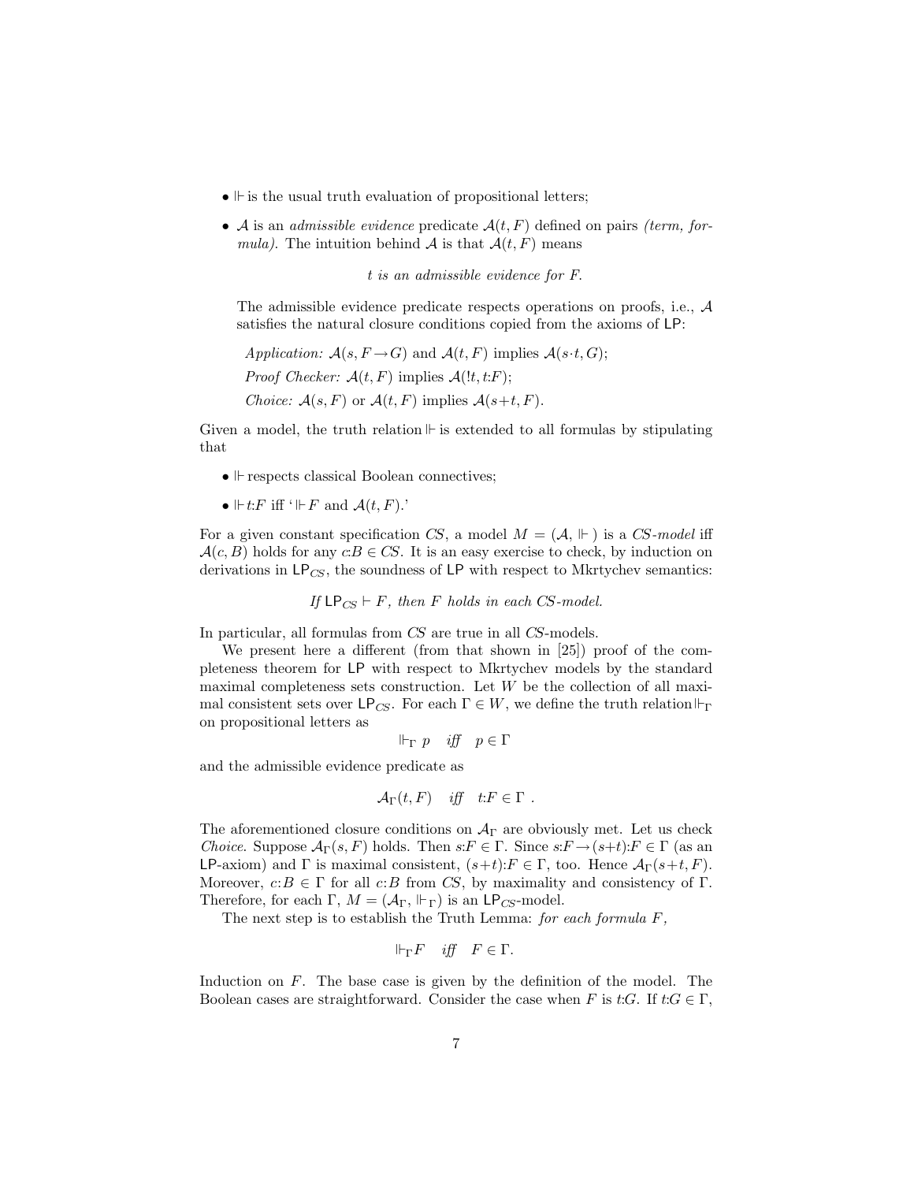- $\Vdash$ is the usual truth evaluation of propositional letters;
- $\mathcal{A}$ is an *admissible evidence* predicate $\mathcal{A}(t, F)$ defined on pairs *(term, formula)*. The intuition behind $\mathcal{A}$ is that $\mathcal{A}(t, F)$ means

  *t is an admissible evidence for F.*

  The admissible evidence predicate respects operations on proofs, i.e., $\mathcal{A}$ satisfies the natural closure conditions copied from the axioms of LP:

  *Application:* $\mathcal{A}(s, F \rightarrow G)$ and $\mathcal{A}(t, F)$ implies $\mathcal{A}(s \cdot t, G)$;

  *Proof Checker:* $\mathcal{A}(t, F)$ implies $\mathcal{A}(!t, t{:}F)$;

  *Choice:* $\mathcal{A}(s, F)$ or $\mathcal{A}(t, F)$ implies $\mathcal{A}(s+t, F)$.

Given a model, the truth relation $\Vdash$ is extended to all formulas by stipulating that

- $\Vdash$ respects classical Boolean connectives;
- $\Vdash t{:}F$ iff '$\Vdash F$ and $\mathcal{A}(t, F)$.'

For a given constant specification $CS$, a model $M = (\mathcal{A}, \Vdash)$ is a *CS-model* iff $\mathcal{A}(c, B)$ holds for any $c{:}B \in CS$. It is an easy exercise to check, by induction on derivations in $\mathsf{LP}_{CS}$, the soundness of LP with respect to Mkrtychev semantics:

*If* $\mathsf{LP}_{CS} \vdash F$*, then* $F$ *holds in each* $CS$*-model.*

In particular, all formulas from $CS$ are true in all $CS$-models.

We present here a different (from that shown in [25]) proof of the completeness theorem for LP with respect to Mkrtychev models by the standard maximal completeness sets construction. Let $W$ be the collection of all maximal consistent sets over $\mathsf{LP}_{CS}$. For each $\Gamma \in W$, we define the truth relation $\Vdash_\Gamma$ on propositional letters as

$$\Vdash_\Gamma p \quad \textit{iff} \quad p \in \Gamma$$

and the admissible evidence predicate as

$$\mathcal{A}_\Gamma(t, F) \quad \textit{iff} \quad t{:}F \in \Gamma \ .$$

The aforementioned closure conditions on $\mathcal{A}_\Gamma$ are obviously met. Let us check *Choice*. Suppose $\mathcal{A}_\Gamma(s, F)$ holds. Then $s{:}F \in \Gamma$. Since $s{:}F \rightarrow (s+t){:}F \in \Gamma$ (as an LP-axiom) and $\Gamma$ is maximal consistent, $(s+t){:}F \in \Gamma$, too. Hence $\mathcal{A}_\Gamma(s+t, F)$. Moreover, $c{:}B \in \Gamma$ for all $c{:}B$ from $CS$, by maximality and consistency of $\Gamma$. Therefore, for each $\Gamma$, $M = (\mathcal{A}_\Gamma, \Vdash_\Gamma)$ is an $\mathsf{LP}_{CS}$-model.

The next step is to establish the Truth Lemma: *for each formula* $F$,

$$\Vdash_\Gamma F \quad \textit{iff} \quad F \in \Gamma.$$

Induction on $F$. The base case is given by the definition of the model. The Boolean cases are straightforward. Consider the case when $F$ is $t{:}G$. If $t{:}G \in \Gamma$,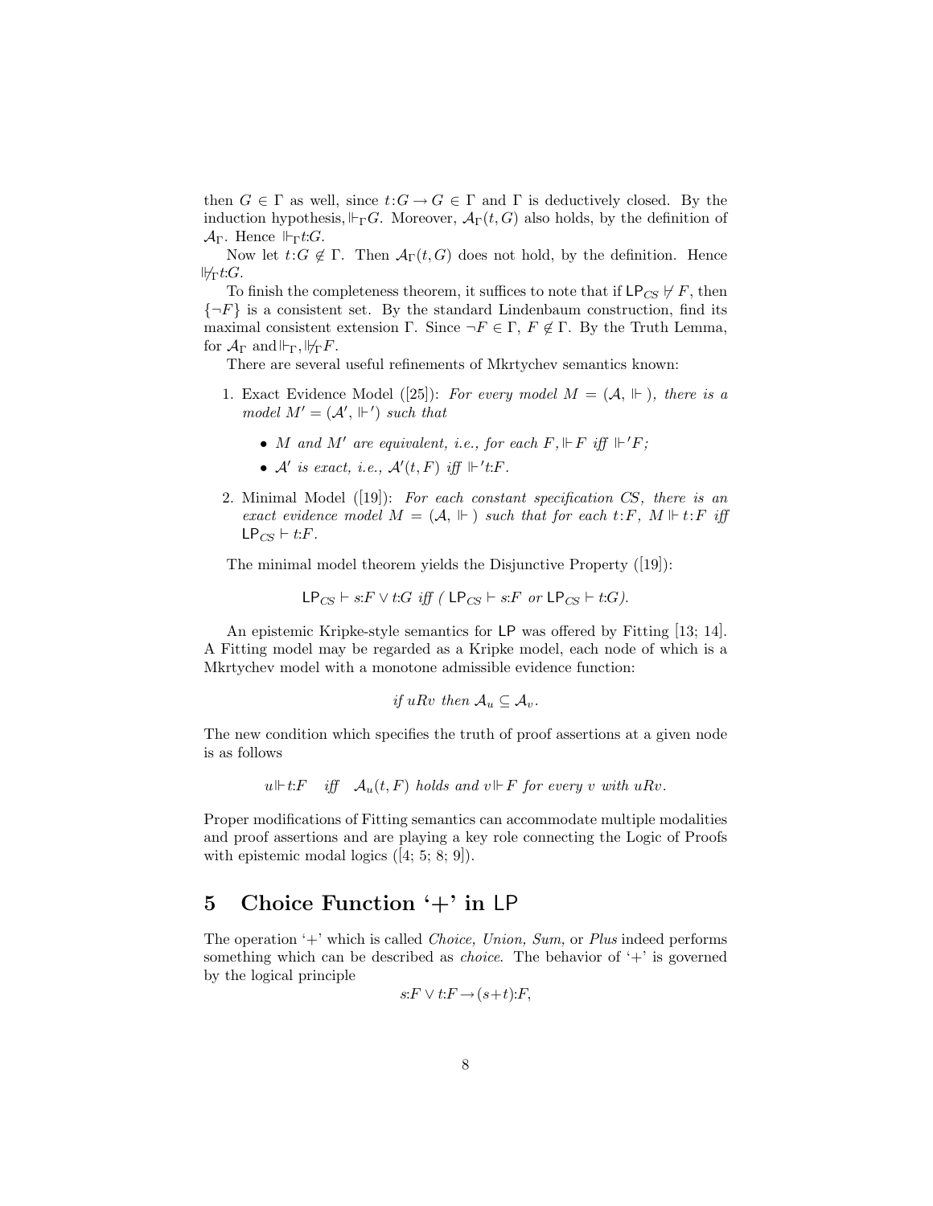then $G \in \Gamma$ as well, since $t{:}G \to G \in \Gamma$ and $\Gamma$ is deductively closed. By the induction hypothesis, $\Vdash_\Gamma G$. Moreover, $\mathcal{A}_\Gamma(t, G)$ also holds, by the definition of $\mathcal{A}_\Gamma$. Hence $\Vdash_\Gamma t{:}G$.

Now let $t{:}G \notin \Gamma$. Then $\mathcal{A}_\Gamma(t, G)$ does not hold, by the definition. Hence $\not\Vdash_\Gamma t{:}G$.

To finish the completeness theorem, it suffices to note that if $\mathsf{LP}_{CS} \not\vdash F$, then $\{\neg F\}$ is a consistent set. By the standard Lindenbaum construction, find its maximal consistent extension $\Gamma$. Since $\neg F \in \Gamma$, $F \notin \Gamma$. By the Truth Lemma, for $\mathcal{A}_\Gamma$ and $\Vdash_\Gamma$, $\not\Vdash_\Gamma F$.

There are several useful refinements of Mkrtychev semantics known:

1. Exact Evidence Model ([25]): *For every model $M = (\mathcal{A}, \Vdash)$, there is a model $M' = (\mathcal{A}', \Vdash')$ such that*
   - *$M$ and $M'$ are equivalent, i.e., for each $F$, $\Vdash F$ iff $\Vdash' F$;*
   - *$\mathcal{A}'$ is exact, i.e., $\mathcal{A}'(t, F)$ iff $\Vdash' t{:}F$.*
2. Minimal Model ([19]): *For each constant specification CS, there is an exact evidence model $M = (\mathcal{A}, \Vdash)$ such that for each $t{:}F$, $M \Vdash t{:}F$ iff $\mathsf{LP}_{CS} \vdash t{:}F$.*

The minimal model theorem yields the Disjunctive Property ([19]):

$$\mathsf{LP}_{CS} \vdash s{:}F \vee t{:}G \ \textit{ iff } \ (\ \mathsf{LP}_{CS} \vdash s{:}F \ \textit{ or } \ \mathsf{LP}_{CS} \vdash t{:}G).$$

An epistemic Kripke-style semantics for $\mathsf{LP}$ was offered by Fitting [13; 14]. A Fitting model may be regarded as a Kripke model, each node of which is a Mkrtychev model with a monotone admissible evidence function:

$$\textit{if } uRv \textit{ then } \mathcal{A}_u \subseteq \mathcal{A}_v.$$

The new condition which specifies the truth of proof assertions at a given node is as follows

$$u \Vdash t{:}F \quad \textit{iff} \quad \mathcal{A}_u(t, F) \textit{ holds and } v \Vdash F \textit{ for every } v \textit{ with } uRv.$$

Proper modifications of Fitting semantics can accommodate multiple modalities and proof assertions and are playing a key role connecting the Logic of Proofs with epistemic modal logics ([4; 5; 8; 9]).

## 5 Choice Function '+' in LP

The operation '+' which is called *Choice, Union, Sum,* or *Plus* indeed performs something which can be described as *choice*. The behavior of '+' is governed by the logical principle

$$s{:}F \vee t{:}F \to (s{+}t){:}F,$$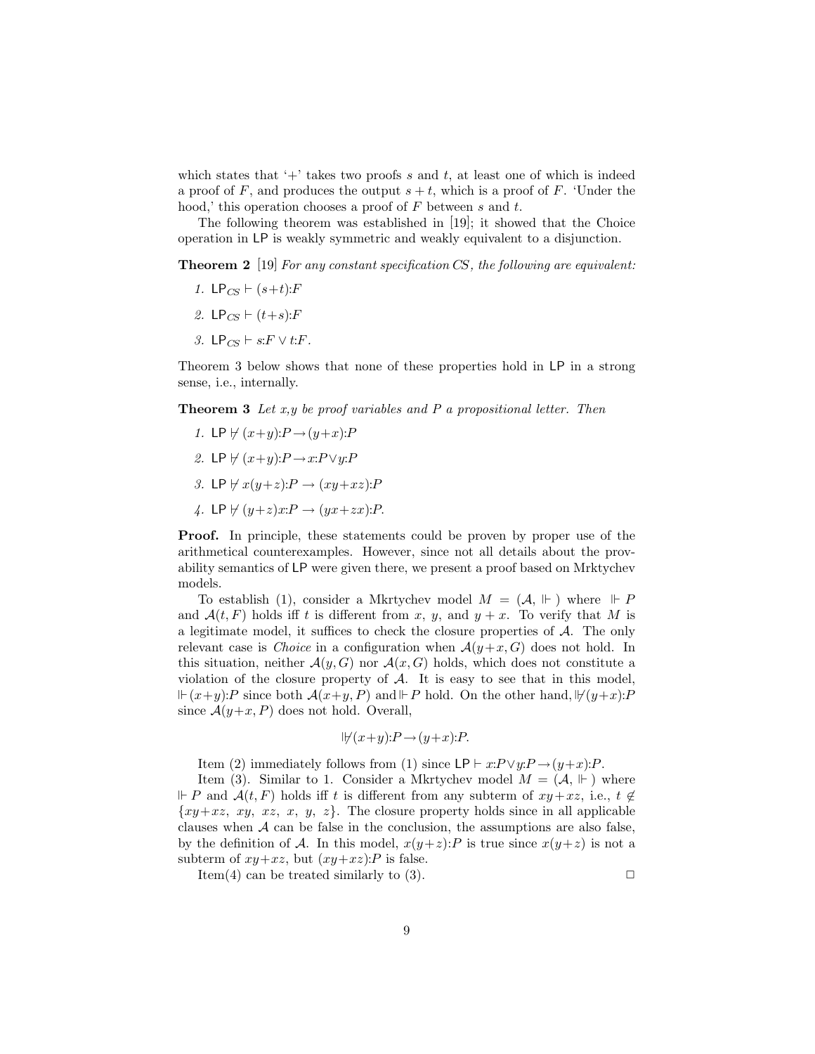which states that '+' takes two proofs $s$ and $t$, at least one of which is indeed a proof of $F$, and produces the output $s + t$, which is a proof of $F$. 'Under the hood,' this operation chooses a proof of $F$ between $s$ and $t$.

The following theorem was established in [19]; it showed that the Choice operation in $\mathsf{LP}$ is weakly symmetric and weakly equivalent to a disjunction.

**Theorem 2** [19] *For any constant specification CS, the following are equivalent:*

1. $\mathsf{LP}_{CS} \vdash (s{+}t){:}F$
2. $\mathsf{LP}_{CS} \vdash (t{+}s){:}F$
3. $\mathsf{LP}_{CS} \vdash s{:}F \vee t{:}F$.

Theorem 3 below shows that none of these properties hold in $\mathsf{LP}$ in a strong sense, i.e., internally.

**Theorem 3** *Let x,y be proof variables and P a propositional letter. Then*

1. $\mathsf{LP} \not\vdash (x{+}y){:}P \rightarrow (y{+}x){:}P$
2. $\mathsf{LP} \not\vdash (x{+}y){:}P \rightarrow x{:}P \vee y{:}P$
3. $\mathsf{LP} \not\vdash x(y{+}z){:}P \rightarrow (xy{+}xz){:}P$
4. $\mathsf{LP} \not\vdash (y{+}z)x{:}P \rightarrow (yx{+}zx){:}P$.

**Proof.** In principle, these statements could be proven by proper use of the arithmetical counterexamples. However, since not all details about the provability semantics of $\mathsf{LP}$ were given there, we present a proof based on Mrktychev models.

To establish (1), consider a Mkrtychev model $M = (\mathcal{A}, \Vdash)$ where $\Vdash P$ and $\mathcal{A}(t, F)$ holds iff $t$ is different from $x$, $y$, and $y + x$. To verify that $M$ is a legitimate model, it suffices to check the closure properties of $\mathcal{A}$. The only relevant case is *Choice* in a configuration when $\mathcal{A}(y{+}x, G)$ does not hold. In this situation, neither $\mathcal{A}(y, G)$ nor $\mathcal{A}(x, G)$ holds, which does not constitute a violation of the closure property of $\mathcal{A}$. It is easy to see that in this model, $\Vdash (x{+}y){:}P$ since both $\mathcal{A}(x{+}y, P)$ and $\Vdash P$ hold. On the other hand, $\not\Vdash (y{+}x){:}P$ since $\mathcal{A}(y{+}x, P)$ does not hold. Overall,

$$\not\Vdash (x{+}y){:}P \rightarrow (y{+}x){:}P.$$

Item (2) immediately follows from (1) since $\mathsf{LP} \vdash x{:}P \vee y{:}P \rightarrow (y{+}x){:}P$.

Item (3). Similar to 1. Consider a Mkrtychev model $M = (\mathcal{A}, \Vdash)$ where $\Vdash P$ and $\mathcal{A}(t, F)$ holds iff $t$ is different from any subterm of $xy{+}xz$, i.e., $t \notin \{xy{+}xz,\ xy,\ xz,\ x,\ y,\ z\}$. The closure property holds since in all applicable clauses when $\mathcal{A}$ can be false in the conclusion, the assumptions are also false, by the definition of $\mathcal{A}$. In this model, $x(y{+}z){:}P$ is true since $x(y{+}z)$ is not a subterm of $xy{+}xz$, but $(xy{+}xz){:}P$ is false.

Item(4) can be treated similarly to (3). $\Box$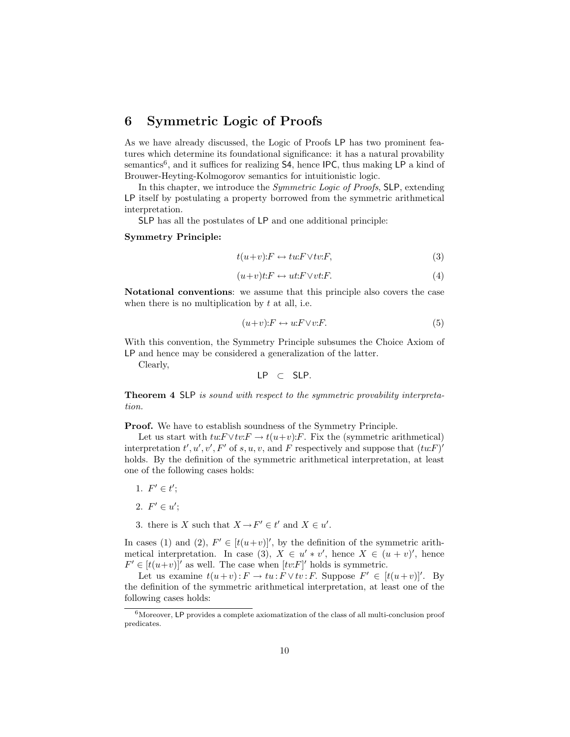## 6 Symmetric Logic of Proofs

As we have already discussed, the Logic of Proofs LP has two prominent features which determine its foundational significance: it has a natural provability semantics[6], and it suffices for realizing S4, hence IPC, thus making LP a kind of Brouwer-Heyting-Kolmogorov semantics for intuitionistic logic.

In this chapter, we introduce the *Symmetric Logic of Proofs*, SLP, extending LP itself by postulating a property borrowed from the symmetric arithmetical interpretation.

SLP has all the postulates of LP and one additional principle:

**Symmetry Principle:**

$$t(u+v){:}F \leftrightarrow tu{:}F \vee tv{:}F, \tag{3}$$

$$(u+v)t{:}F \leftrightarrow ut{:}F \vee vt{:}F. \tag{4}$$

**Notational conventions**: we assume that this principle also covers the case when there is no multiplication by $t$ at all, i.e.

$$(u+v){:}F \leftrightarrow u{:}F \vee v{:}F. \tag{5}$$

With this convention, the Symmetry Principle subsumes the Choice Axiom of LP and hence may be considered a generalization of the latter.

Clearly,

$$\mathsf{LP} \quad \subset \quad \mathsf{SLP}.$$

**Theorem 4** *SLP is sound with respect to the symmetric provability interpretation.*

**Proof.** We have to establish soundness of the Symmetry Principle.

Let us start with $tu{:}F \vee tv{:}F \rightarrow t(u+v){:}F$. Fix the (symmetric arithmetical) interpretation $t', u', v', F'$ of $s, u, v$, and $F$ respectively and suppose that $(tu{:}F)'$ holds. By the definition of the symmetric arithmetical interpretation, at least one of the following cases holds:

1. $F' \in t'$;
2. $F' \in u'$;
3. there is $X$ such that $X \rightarrow F' \in t'$ and $X \in u'$.

In cases (1) and (2), $F' \in [t(u+v)]'$, by the definition of the symmetric arithmetical interpretation. In case (3), $X \in u' * v'$, hence $X \in (u+v)'$, hence $F' \in [t(u+v)]'$ as well. The case when $[tv{:}F]'$ holds is symmetric.

Let us examine $t(u+v){:}F \rightarrow tu{:}F \vee tv{:}F$. Suppose $F' \in [t(u+v)]'$. By the definition of the symmetric arithmetical interpretation, at least one of the following cases holds:

---

[6] Moreover, LP provides a complete axiomatization of the class of all multi-conclusion proof predicates.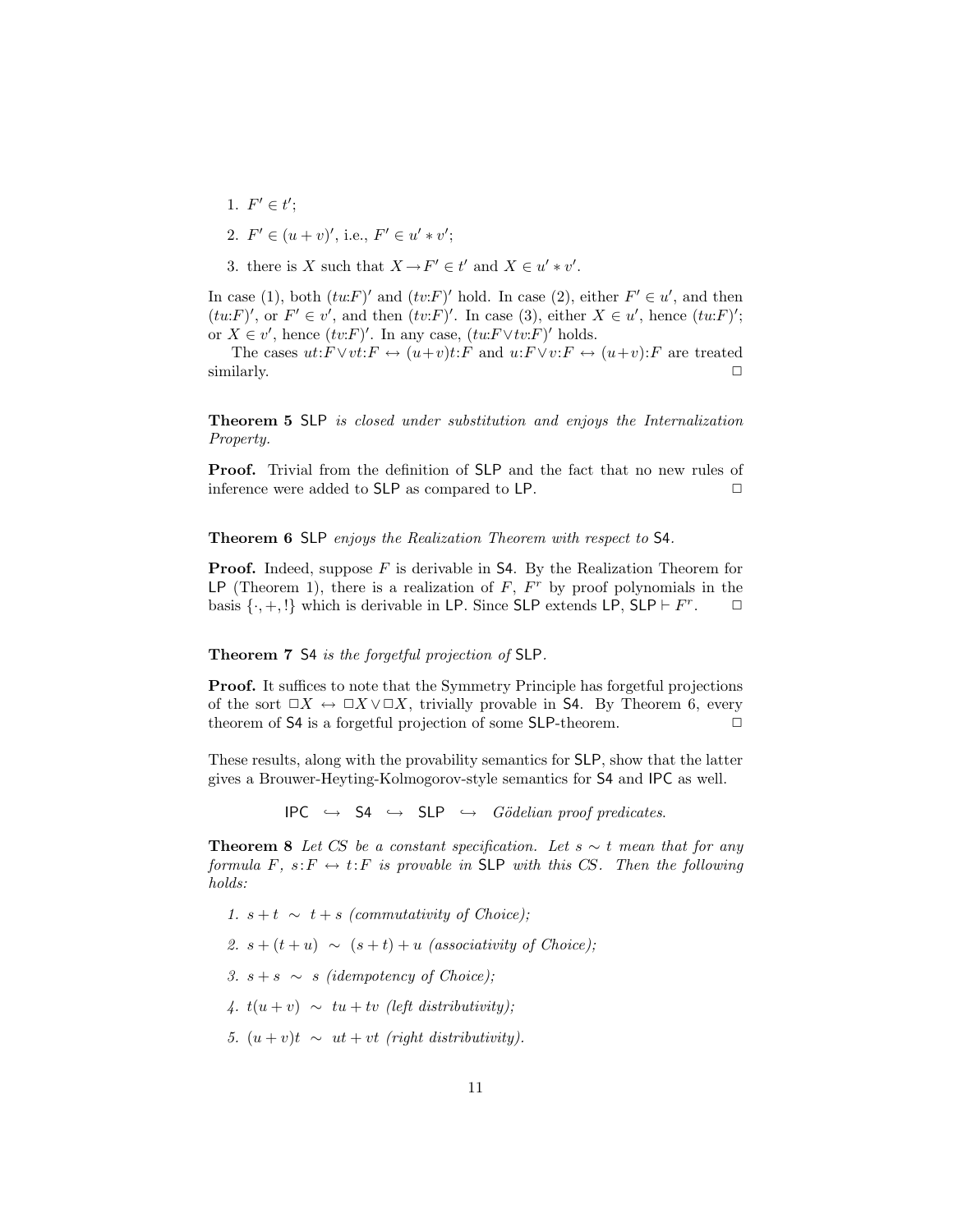1. $F' \in t'$;
2. $F' \in (u+v)'$, i.e., $F' \in u' * v'$;
3. there is $X$ such that $X \rightarrow F' \in t'$ and $X \in u' * v'$.

In case (1), both $(tu{:}F)'$ and $(tv{:}F)'$ hold. In case (2), either $F' \in u'$, and then $(tu{:}F)'$, or $F' \in v'$, and then $(tv{:}F)'$. In case (3), either $X \in u'$, hence $(tu{:}F)'$; or $X \in v'$, hence $(tv{:}F)'$. In any case, $(tu{:}F \vee tv{:}F)'$ holds.

The cases $ut{:}F \vee vt{:}F \leftrightarrow (u+v)t{:}F$ and $u{:}F \vee v{:}F \leftrightarrow (u+v){:}F$ are treated similarly. □

**Theorem 5** *SLP is closed under substitution and enjoys the Internalization Property.*

**Proof.** Trivial from the definition of SLP and the fact that no new rules of inference were added to SLP as compared to LP. □

**Theorem 6** *SLP enjoys the Realization Theorem with respect to S4.*

**Proof.** Indeed, suppose $F$ is derivable in S4. By the Realization Theorem for LP (Theorem 1), there is a realization of $F$, $F^r$ by proof polynomials in the basis $\{\cdot, +, !\}$ which is derivable in LP. Since SLP extends LP, $\mathsf{SLP} \vdash F^r$. □

**Theorem 7** *S4 is the forgetful projection of SLP.*

**Proof.** It suffices to note that the Symmetry Principle has forgetful projections of the sort $\Box X \leftrightarrow \Box X \vee \Box X$, trivially provable in S4. By Theorem 6, every theorem of S4 is a forgetful projection of some SLP-theorem. □

These results, along with the provability semantics for SLP, show that the latter gives a Brouwer-Heyting-Kolmogorov-style semantics for S4 and IPC as well.

$$\mathsf{IPC} \;\hookrightarrow\; \mathsf{S4} \;\hookrightarrow\; \mathsf{SLP} \;\hookrightarrow\; \textit{Gödelian proof predicates.}$$

**Theorem 8** *Let CS be a constant specification. Let $s \sim t$ mean that for any formula $F$, $s{:}F \leftrightarrow t{:}F$ is provable in SLP with this CS. Then the following holds:*

1. $s+t \;\sim\; t+s$ *(commutativity of Choice);*
2. $s+(t+u) \;\sim\; (s+t)+u$ *(associativity of Choice);*
3. $s+s \;\sim\; s$ *(idempotency of Choice);*
4. $t(u+v) \;\sim\; tu+tv$ *(left distributivity);*
5. $(u+v)t \;\sim\; ut+vt$ *(right distributivity).*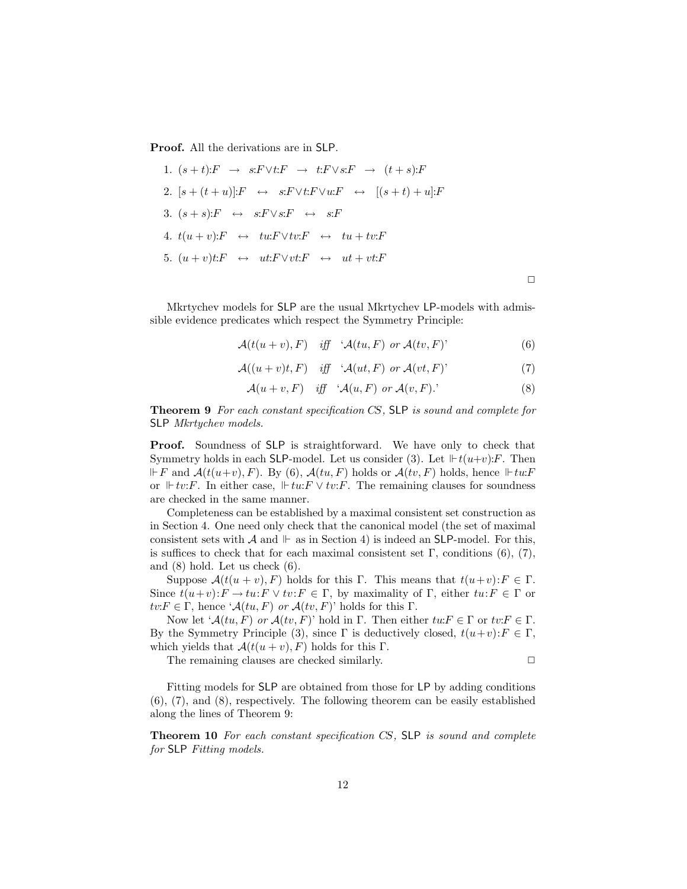**Proof.** All the derivations are in SLP.

1. $(s+t){:}F \;\;\rightarrow\;\; s{:}F \vee t{:}F \;\;\rightarrow\;\; t{:}F \vee s{:}F \;\;\rightarrow\;\; (t+s){:}F$
2. $[s+(t+u)]{:}F \;\;\leftrightarrow\;\; s{:}F \vee t{:}F \vee u{:}F \;\;\leftrightarrow\;\; [(s+t)+u]{:}F$
3. $(s+s){:}F \;\;\leftrightarrow\;\; s{:}F \vee s{:}F \;\;\leftrightarrow\;\; s{:}F$
4. $t(u+v){:}F \;\;\leftrightarrow\;\; tu{:}F \vee tv{:}F \;\;\leftrightarrow\;\; tu+tv{:}F$
5. $(u+v)t{:}F \;\;\leftrightarrow\;\; ut{:}F \vee vt{:}F \;\;\leftrightarrow\;\; ut+vt{:}F$

$\square$

Mkrtychev models for SLP are the usual Mkrtychev LP-models with admissible evidence predicates which respect the Symmetry Principle:

$$\mathcal{A}(t(u+v), F) \quad \textit{iff} \quad \text{`}\mathcal{A}(tu, F) \textit{ or } \mathcal{A}(tv, F)\text{'} \tag{6}$$

$$\mathcal{A}((u+v)t, F) \quad \textit{iff} \quad \text{`}\mathcal{A}(ut, F) \textit{ or } \mathcal{A}(vt, F)\text{'} \tag{7}$$

$$\mathcal{A}(u+v, F) \quad \textit{iff} \quad \text{`}\mathcal{A}(u, F) \textit{ or } \mathcal{A}(v, F).\text{'} \tag{8}$$

**Theorem 9** *For each constant specification CS, SLP is sound and complete for SLP Mkrtychev models.*

**Proof.** Soundness of SLP is straightforward. We have only to check that Symmetry holds in each SLP-model. Let us consider (3). Let $\Vdash t(u+v){:}F$. Then $\Vdash F$ and $\mathcal{A}(t(u+v), F)$. By (6), $\mathcal{A}(tu, F)$ holds or $\mathcal{A}(tv, F)$ holds, hence $\Vdash tu{:}F$ or $\Vdash tv{:}F$. In either case, $\Vdash tu{:}F \vee tv{:}F$. The remaining clauses for soundness are checked in the same manner.

Completeness can be established by a maximal consistent set construction as in Section 4. One need only check that the canonical model (the set of maximal consistent sets with $\mathcal{A}$ and $\Vdash$ as in Section 4) is indeed an SLP-model. For this, is suffices to check that for each maximal consistent set $\Gamma$, conditions (6), (7), and (8) hold. Let us check (6).

Suppose $\mathcal{A}(t(u+v), F)$ holds for this $\Gamma$. This means that $t(u+v){:}F \in \Gamma$. Since $t(u+v){:}F \rightarrow tu{:}F \vee tv{:}F \in \Gamma$, by maximality of $\Gamma$, either $tu{:}F \in \Gamma$ or $tv{:}F \in \Gamma$, hence '$\mathcal{A}(tu, F)$ *or* $\mathcal{A}(tv, F)$' holds for this $\Gamma$.

Now let '$\mathcal{A}(tu, F)$ *or* $\mathcal{A}(tv, F)$' hold in $\Gamma$. Then either $tu{:}F \in \Gamma$ or $tv{:}F \in \Gamma$. By the Symmetry Principle (3), since $\Gamma$ is deductively closed, $t(u+v){:}F \in \Gamma$, which yields that $\mathcal{A}(t(u+v), F)$ holds for this $\Gamma$.

The remaining clauses are checked similarly. $\square$

Fitting models for SLP are obtained from those for LP by adding conditions (6), (7), and (8), respectively. The following theorem can be easily established along the lines of Theorem 9:

**Theorem 10** *For each constant specification CS, SLP is sound and complete for SLP Fitting models.*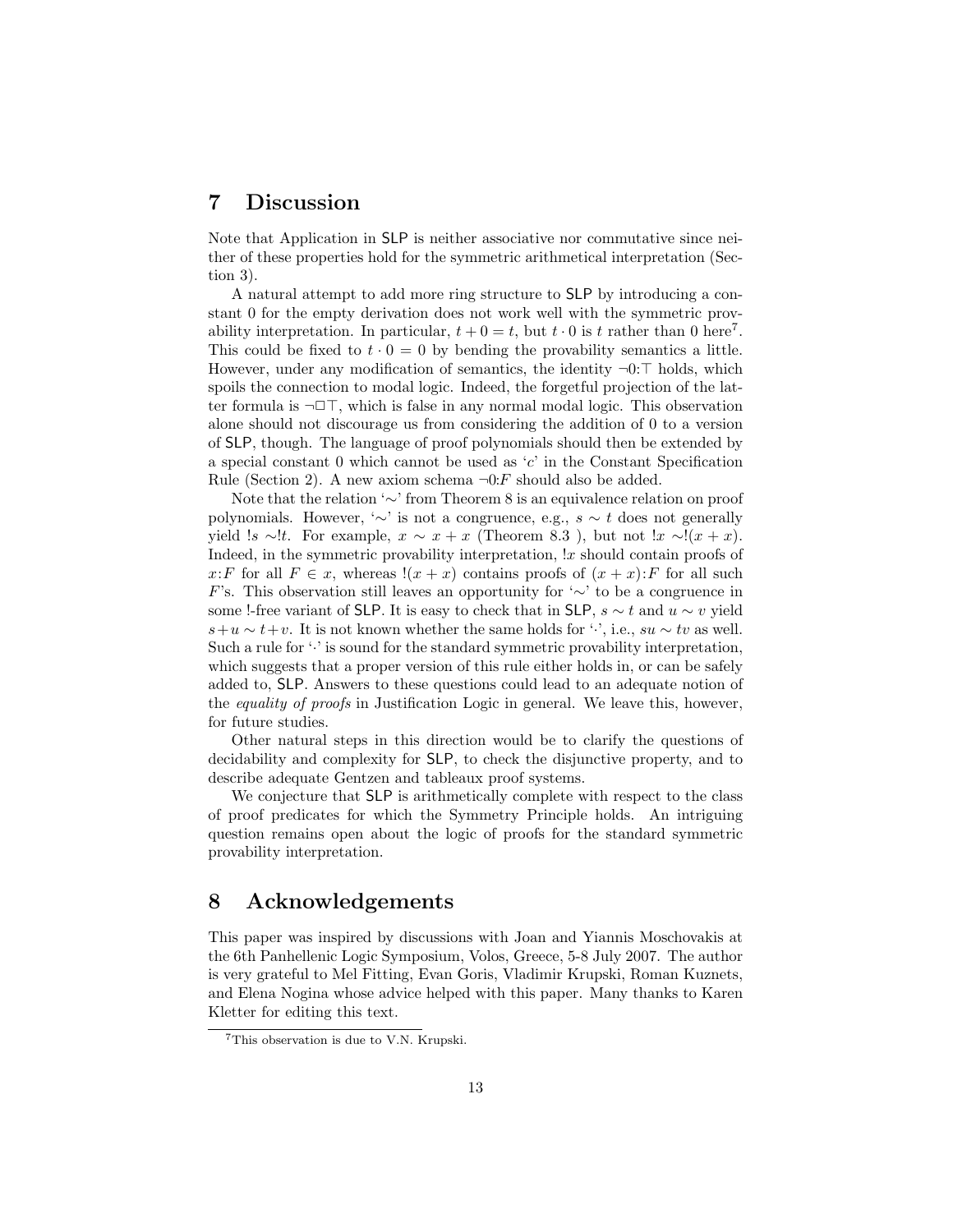## 7 Discussion

Note that Application in SLP is neither associative nor commutative since neither of these properties hold for the symmetric arithmetical interpretation (Section 3).

A natural attempt to add more ring structure to SLP by introducing a constant 0 for the empty derivation does not work well with the symmetric provability interpretation. In particular, $t + 0 = t$, but $t \cdot 0$ is $t$ rather than 0 here[7]. This could be fixed to $t \cdot 0 = 0$ by bending the provability semantics a little. However, under any modification of semantics, the identity $\neg 0{:}\top$ holds, which spoils the connection to modal logic. Indeed, the forgetful projection of the latter formula is $\neg\Box\top$, which is false in any normal modal logic. This observation alone should not discourage us from considering the addition of 0 to a version of SLP, though. The language of proof polynomials should then be extended by a special constant 0 which cannot be used as '$c$' in the Constant Specification Rule (Section 2). A new axiom schema $\neg 0{:}F$ should also be added.

Note that the relation '$\sim$' from Theorem 8 is an equivalence relation on proof polynomials. However, '$\sim$' is not a congruence, e.g., $s \sim t$ does not generally yield $!s \sim !t$. For example, $x \sim x + x$ (Theorem 8.3 ), but not $!x \sim !(x + x)$. Indeed, in the symmetric provability interpretation, $!x$ should contain proofs of $x{:}F$ for all $F \in x$, whereas $!(x + x)$ contains proofs of $(x + x){:}F$ for all such $F$'s. This observation still leaves an opportunity for '$\sim$' to be a congruence in some !-free variant of SLP. It is easy to check that in SLP, $s \sim t$ and $u \sim v$ yield $s+u \sim t+v$. It is not known whether the same holds for '$\cdot$', i.e., $su \sim tv$ as well. Such a rule for '$\cdot$' is sound for the standard symmetric provability interpretation, which suggests that a proper version of this rule either holds in, or can be safely added to, SLP. Answers to these questions could lead to an adequate notion of the *equality of proofs* in Justification Logic in general. We leave this, however, for future studies.

Other natural steps in this direction would be to clarify the questions of decidability and complexity for SLP, to check the disjunctive property, and to describe adequate Gentzen and tableaux proof systems.

We conjecture that SLP is arithmetically complete with respect to the class of proof predicates for which the Symmetry Principle holds. An intriguing question remains open about the logic of proofs for the standard symmetric provability interpretation.

## 8 Acknowledgements

This paper was inspired by discussions with Joan and Yiannis Moschovakis at the 6th Panhellenic Logic Symposium, Volos, Greece, 5-8 July 2007. The author is very grateful to Mel Fitting, Evan Goris, Vladimir Krupski, Roman Kuznets, and Elena Nogina whose advice helped with this paper. Many thanks to Karen Kletter for editing this text.

[7] This observation is due to V.N. Krupski.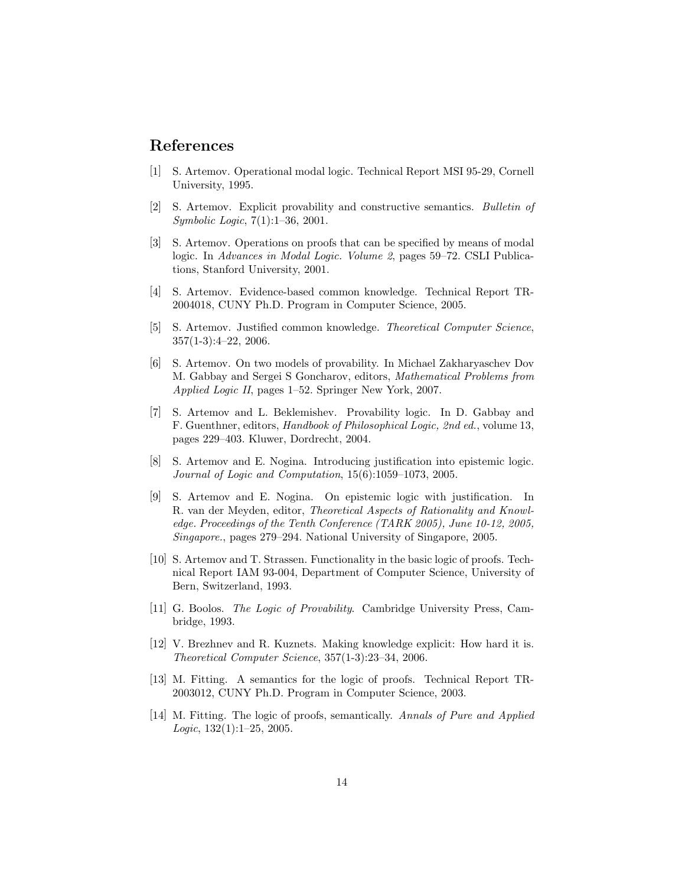## References

[1] S. Artemov. Operational modal logic. Technical Report MSI 95-29, Cornell University, 1995.

[2] S. Artemov. Explicit provability and constructive semantics. *Bulletin of Symbolic Logic*, 7(1):1–36, 2001.

[3] S. Artemov. Operations on proofs that can be specified by means of modal logic. In *Advances in Modal Logic. Volume 2*, pages 59–72. CSLI Publications, Stanford University, 2001.

[4] S. Artemov. Evidence-based common knowledge. Technical Report TR-2004018, CUNY Ph.D. Program in Computer Science, 2005.

[5] S. Artemov. Justified common knowledge. *Theoretical Computer Science*, 357(1-3):4–22, 2006.

[6] S. Artemov. On two models of provability. In Michael Zakharyaschev Dov M. Gabbay and Sergei S Goncharov, editors, *Mathematical Problems from Applied Logic II*, pages 1–52. Springer New York, 2007.

[7] S. Artemov and L. Beklemishev. Provability logic. In D. Gabbay and F. Guenthner, editors, *Handbook of Philosophical Logic, 2nd ed.*, volume 13, pages 229–403. Kluwer, Dordrecht, 2004.

[8] S. Artemov and E. Nogina. Introducing justification into epistemic logic. *Journal of Logic and Computation*, 15(6):1059–1073, 2005.

[9] S. Artemov and E. Nogina. On epistemic logic with justification. In R. van der Meyden, editor, *Theoretical Aspects of Rationality and Knowledge. Proceedings of the Tenth Conference (TARK 2005), June 10-12, 2005, Singapore.*, pages 279–294. National University of Singapore, 2005.

[10] S. Artemov and T. Strassen. Functionality in the basic logic of proofs. Technical Report IAM 93-004, Department of Computer Science, University of Bern, Switzerland, 1993.

[11] G. Boolos. *The Logic of Provability*. Cambridge University Press, Cambridge, 1993.

[12] V. Brezhnev and R. Kuznets. Making knowledge explicit: How hard it is. *Theoretical Computer Science*, 357(1-3):23–34, 2006.

[13] M. Fitting. A semantics for the logic of proofs. Technical Report TR-2003012, CUNY Ph.D. Program in Computer Science, 2003.

[14] M. Fitting. The logic of proofs, semantically. *Annals of Pure and Applied Logic*, 132(1):1–25, 2005.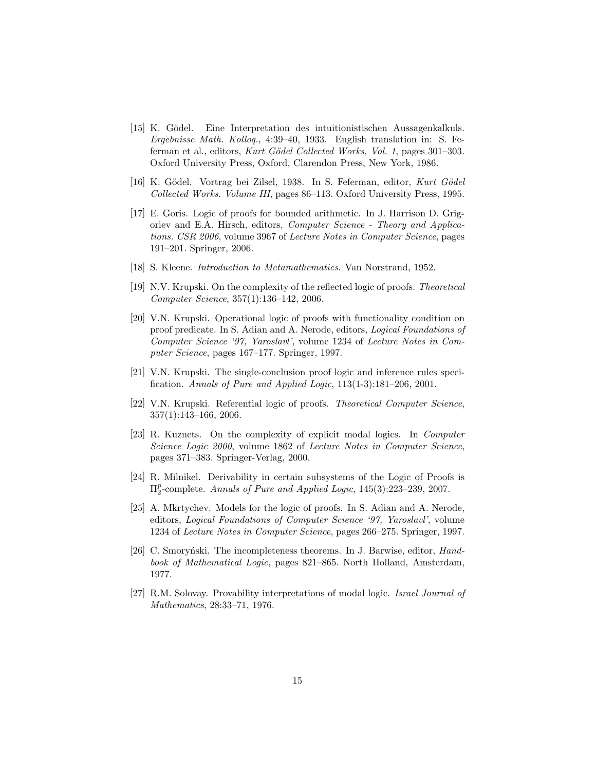[15] K. Gödel. Eine Interpretation des intuitionistischen Aussagenkalkuls. *Ergebnisse Math. Kolloq.*, 4:39–40, 1933. English translation in: S. Feferman et al., editors, *Kurt Gödel Collected Works, Vol. 1*, pages 301–303. Oxford University Press, Oxford, Clarendon Press, New York, 1986.

[16] K. Gödel. Vortrag bei Zilsel, 1938. In S. Feferman, editor, *Kurt Gödel Collected Works. Volume III*, pages 86–113. Oxford University Press, 1995.

[17] E. Goris. Logic of proofs for bounded arithmetic. In J. Harrison D. Grigoriev and E.A. Hirsch, editors, *Computer Science - Theory and Applications. CSR 2006*, volume 3967 of *Lecture Notes in Computer Science*, pages 191–201. Springer, 2006.

[18] S. Kleene. *Introduction to Metamathematics*. Van Norstrand, 1952.

[19] N.V. Krupski. On the complexity of the reflected logic of proofs. *Theoretical Computer Science*, 357(1):136–142, 2006.

[20] V.N. Krupski. Operational logic of proofs with functionality condition on proof predicate. In S. Adian and A. Nerode, editors, *Logical Foundations of Computer Science '97, Yaroslavl'*, volume 1234 of *Lecture Notes in Computer Science*, pages 167–177. Springer, 1997.

[21] V.N. Krupski. The single-conclusion proof logic and inference rules specification. *Annals of Pure and Applied Logic*, 113(1-3):181–206, 2001.

[22] V.N. Krupski. Referential logic of proofs. *Theoretical Computer Science*, 357(1):143–166, 2006.

[23] R. Kuznets. On the complexity of explicit modal logics. In *Computer Science Logic 2000*, volume 1862 of *Lecture Notes in Computer Science*, pages 371–383. Springer-Verlag, 2000.

[24] R. Milnikel. Derivability in certain subsystems of the Logic of Proofs is $\Pi_2^p$-complete. *Annals of Pure and Applied Logic*, 145(3):223–239, 2007.

[25] A. Mkrtychev. Models for the logic of proofs. In S. Adian and A. Nerode, editors, *Logical Foundations of Computer Science '97, Yaroslavl'*, volume 1234 of *Lecture Notes in Computer Science*, pages 266–275. Springer, 1997.

[26] C. Smoryński. The incompleteness theorems. In J. Barwise, editor, *Handbook of Mathematical Logic*, pages 821–865. North Holland, Amsterdam, 1977.

[27] R.M. Solovay. Provability interpretations of modal logic. *Israel Journal of Mathematics*, 28:33–71, 1976.